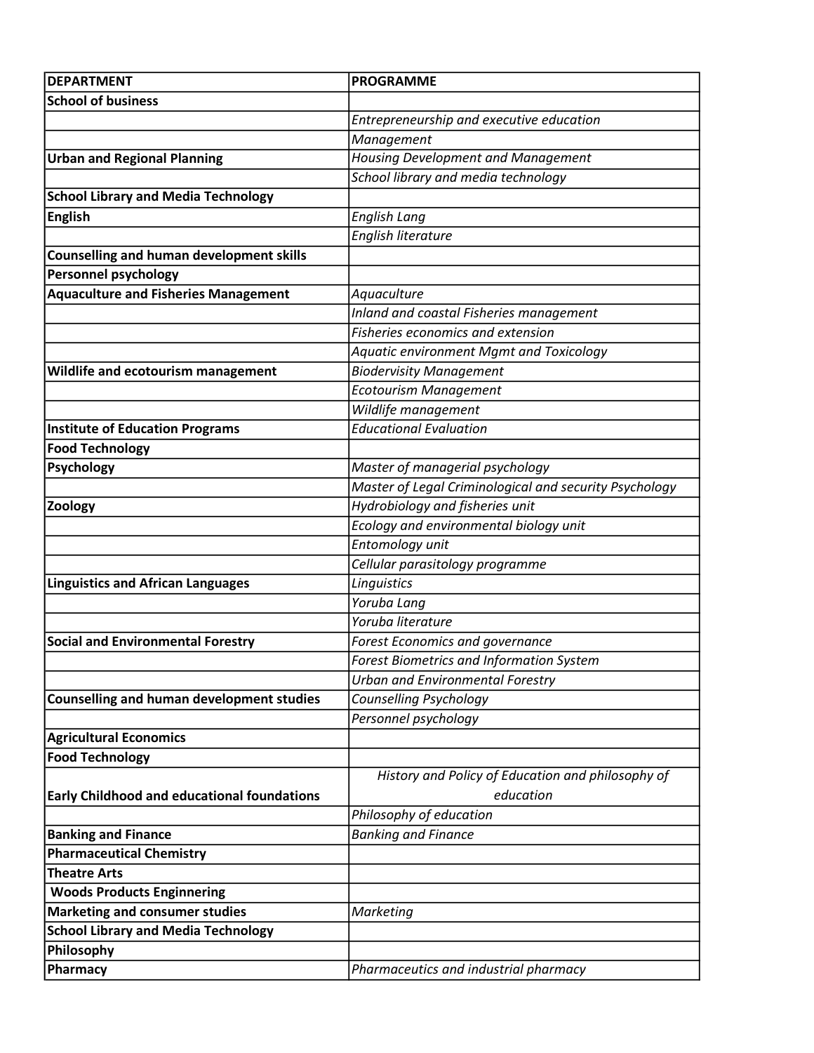| DEPARTMENT | PROGRAMME |
|---|---|
| **School of business** | |
| | *Entrepreneurship and executive education* |
| | *Management* |
| **Urban and Regional Planning** | *Housing Development and Management* |
| | *School library and media technology* |
| **School Library and Media Technology** | |
| **English** | *English Lang* |
| | *English literature* |
| **Counselling and human development skills** | |
| **Personnel psychology** | |
| **Aquaculture and Fisheries Management** | *Aquaculture* |
| | *Inland and coastal Fisheries management* |
| | *Fisheries economics and extension* |
| | *Aquatic environment Mgmt and Toxicology* |
| **Wildlife and ecotourism management** | *Biodervisity Management* |
| | *Ecotourism Management* |
| | *Wildlife management* |
| **Institute of Education Programs** | *Educational Evaluation* |
| **Food Technology** | |
| **Psychology** | *Master of managerial psychology* |
| | *Master of Legal Criminological and security Psychology* |
| **Zoology** | *Hydrobiology and fisheries unit* |
| | *Ecology and environmental biology unit* |
| | *Entomology unit* |
| | *Cellular parasitology programme* |
| **Linguistics and African Languages** | *Linguistics* |
| | *Yoruba Lang* |
| | *Yoruba literature* |
| **Social and Environmental Forestry** | *Forest Economics and governance* |
| | *Forest Biometrics and Information System* |
| | *Urban and Environmental Forestry* |
| **Counselling and human development studies** | *Counselling Psychology* |
| | *Personnel psychology* |
| **Agricultural Economics** | |
| **Food Technology** | |
| **Early Childhood and educational foundations** | *History and Policy of Education and philosophy of education* |
| | *Philosophy of education* |
| **Banking and Finance** | *Banking and Finance* |
| **Pharmaceutical Chemistry** | |
| **Theatre Arts** | |
| **Woods Products Enginnering** | |
| **Marketing and consumer studies** | *Marketing* |
| **School Library and Media Technology** | |
| **Philosophy** | |
| **Pharmacy** | *Pharmaceutics and industrial pharmacy* |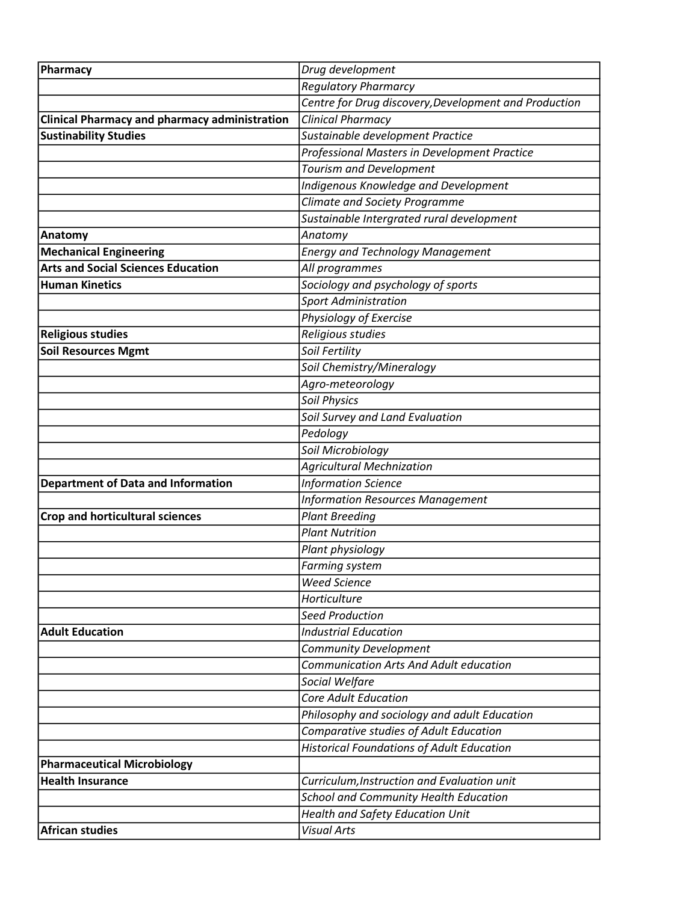| **Pharmacy** | *Drug development* |
|---|---|
| | *Regulatory Pharmarcy* |
| | *Centre for Drug discovery,Development and Production* |
| **Clinical Pharmacy and pharmacy administration** | *Clinical Pharmacy* |
| **Sustainability Studies** | *Sustainable development Practice* |
| | *Professional Masters in Development Practice* |
| | *Tourism and Development* |
| | *Indigenous Knowledge and Development* |
| | *Climate and Society Programme* |
| | *Sustainable Intergrated rural development* |
| **Anatomy** | *Anatomy* |
| **Mechanical Engineering** | *Energy and Technology Management* |
| **Arts and Social Sciences Education** | *All programmes* |
| **Human Kinetics** | *Sociology and psychology of sports* |
| | *Sport Administration* |
| | *Physiology of Exercise* |
| **Religious studies** | *Religious studies* |
| **Soil Resources Mgmt** | *Soil Fertility* |
| | *Soil Chemistry/Mineralogy* |
| | *Agro-meteorology* |
| | *Soil Physics* |
| | *Soil Survey and Land Evaluation* |
| | *Pedology* |
| | *Soil Microbiology* |
| | *Agricultural Mechnization* |
| **Department of Data and Information** | *Information Science* |
| | *Information Resources Management* |
| **Crop and horticultural sciences** | *Plant Breeding* |
| | *Plant Nutrition* |
| | *Plant physiology* |
| | *Farming system* |
| | *Weed Science* |
| | *Horticulture* |
| | *Seed Production* |
| **Adult Education** | *Industrial Education* |
| | *Community Development* |
| | *Communication Arts And Adult education* |
| | *Social Welfare* |
| | *Core Adult Education* |
| | *Philosophy and sociology and adult Education* |
| | *Comparative studies of Adult Education* |
| | *Historical Foundations of Adult Education* |
| **Pharmaceutical Microbiology** | |
| **Health Insurance** | *Curriculum,Instruction and Evaluation unit* |
| | *School and Community Health Education* |
| | *Health and Safety Education Unit* |
| **African studies** | *Visual Arts* |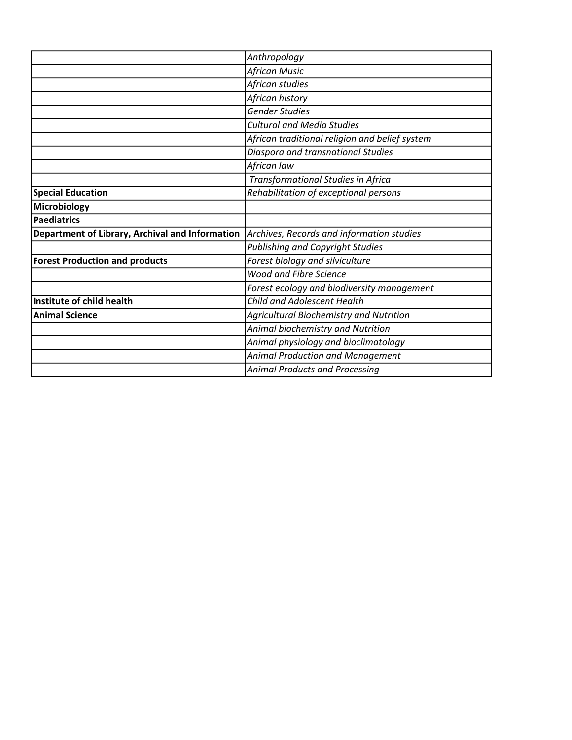| | |
|---|---|
| | *Anthropology* |
| | *African Music* |
| | *African studies* |
| | *African history* |
| | *Gender Studies* |
| | *Cultural and Media Studies* |
| | *African traditional religion and belief system* |
| | *Diaspora and transnational Studies* |
| | *African law* |
| | *Transformational Studies in Africa* |
| **Special Education** | *Rehabilitation of exceptional persons* |
| **Microbiology** | |
| **Paediatrics** | |
| **Department of Library, Archival and Information** | *Archives, Records and information studies* |
| | *Publishing and Copyright Studies* |
| **Forest Production and products** | *Forest biology and silviculture* |
| | *Wood and Fibre Science* |
| | *Forest ecology and biodiversity management* |
| **Institute of child health** | *Child and Adolescent Health* |
| **Animal Science** | *Agricultural Biochemistry and Nutrition* |
| | *Animal biochemistry and Nutrition* |
| | *Animal physiology and bioclimatology* |
| | *Animal Production and Management* |
| | *Animal Products and Processing* |